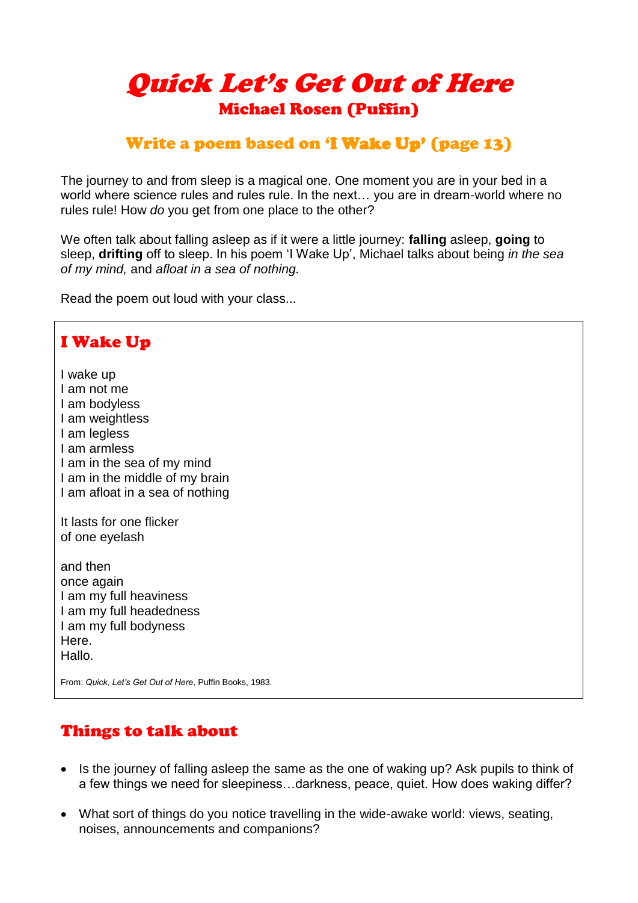# *Quick Let's Get Out of Here*

## Michael Rosen (Puffin)

### Write a poem based on 'I Wake Up' (page 13)

The journey to and from sleep is a magical one. One moment you are in your bed in a world where science rules and rules rule. In the next… you are in dream-world where no rules rule! How *do* you get from one place to the other?

We often talk about falling asleep as if it were a little journey: **falling** asleep, **going** to sleep, **drifting** off to sleep. In his poem 'I Wake Up', Michael talks about being *in the sea of my mind,* and *afloat in a sea of nothing.*

Read the poem out loud with your class...

## I Wake Up

I wake up  
I am not me  
I am bodyless  
I am weightless  
I am legless  
I am armless  
I am in the sea of my mind  
I am in the middle of my brain  
I am afloat in a sea of nothing

It lasts for one flicker  
of one eyelash

and then  
once again  
I am my full heaviness  
I am my full headedness  
I am my full bodyness  
Here.  
Hallo.

From: *Quick, Let's Get Out of Here*, Puffin Books, 1983.

## Things to talk about

- Is the journey of falling asleep the same as the one of waking up? Ask pupils to think of a few things we need for sleepiness…darkness, peace, quiet. How does waking differ?
- What sort of things do you notice travelling in the wide-awake world: views, seating, noises, announcements and companions?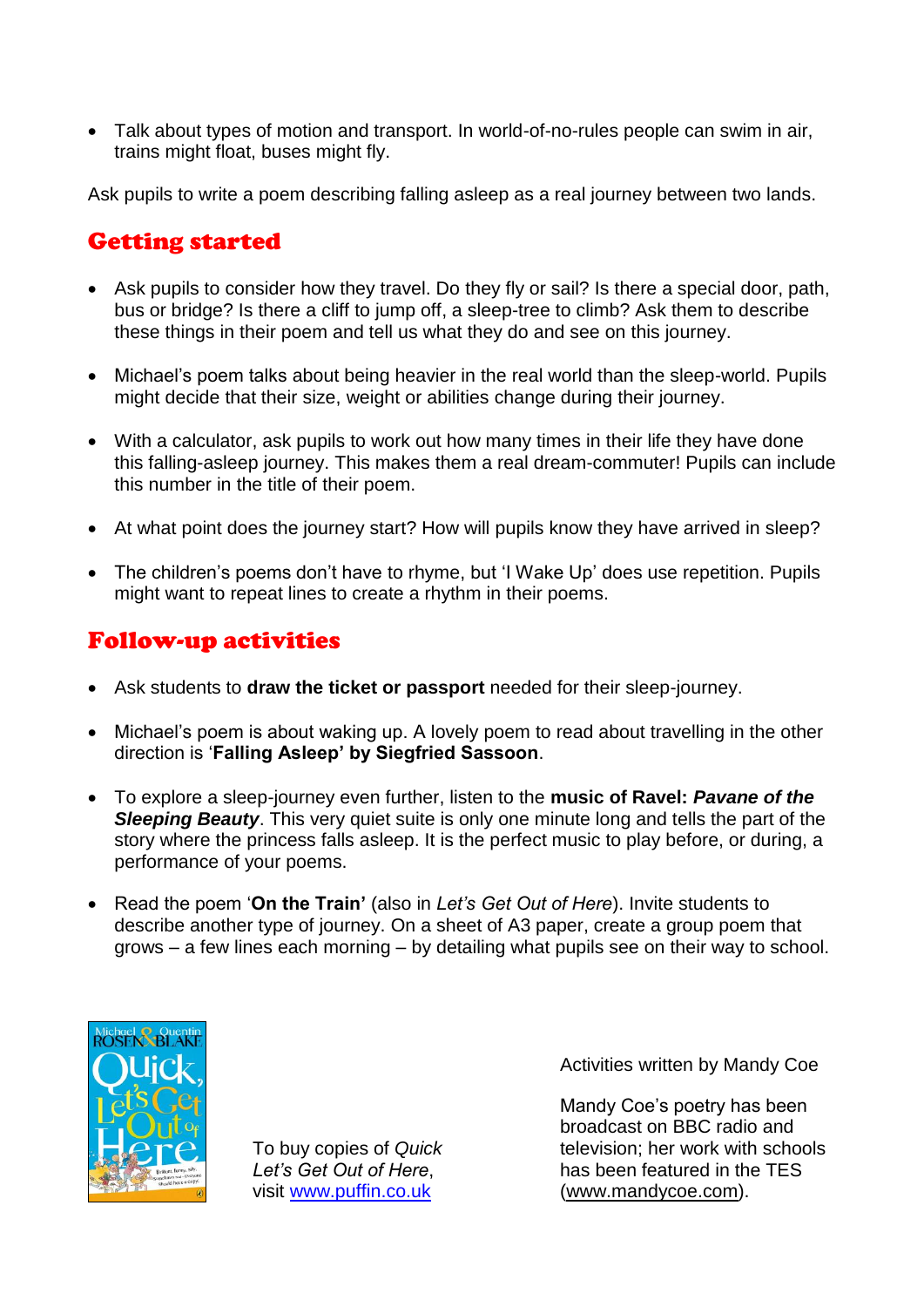- Talk about types of motion and transport. In world-of-no-rules people can swim in air, trains might float, buses might fly.

Ask pupils to write a poem describing falling asleep as a real journey between two lands.

## Getting started

- Ask pupils to consider how they travel. Do they fly or sail? Is there a special door, path, bus or bridge? Is there a cliff to jump off, a sleep-tree to climb? Ask them to describe these things in their poem and tell us what they do and see on this journey.

- Michael's poem talks about being heavier in the real world than the sleep-world. Pupils might decide that their size, weight or abilities change during their journey.

- With a calculator, ask pupils to work out how many times in their life they have done this falling-asleep journey. This makes them a real dream-commuter! Pupils can include this number in the title of their poem.

- At what point does the journey start? How will pupils know they have arrived in sleep?

- The children's poems don't have to rhyme, but 'I Wake Up' does use repetition. Pupils might want to repeat lines to create a rhythm in their poems.

## Follow-up activities

- Ask students to **draw the ticket or passport** needed for their sleep-journey.

- Michael's poem is about waking up. A lovely poem to read about travelling in the other direction is '**Falling Asleep' by Siegfried Sassoon**.

- To explore a sleep-journey even further, listen to the **music of Ravel: *Pavane of the Sleeping Beauty***. This very quiet suite is only one minute long and tells the part of the story where the princess falls asleep. It is the perfect music to play before, or during, a performance of your poems.

- Read the poem '**On the Train'** (also in *Let's Get Out of Here*). Invite students to describe another type of journey. On a sheet of A3 paper, create a group poem that grows – a few lines each morning – by detailing what pupils see on their way to school.

To buy copies of *Quick Let's Get Out of Here*, visit www.puffin.co.uk

Activities written by Mandy Coe

Mandy Coe's poetry has been broadcast on BBC radio and television; her work with schools has been featured in the TES (www.mandycoe.com).